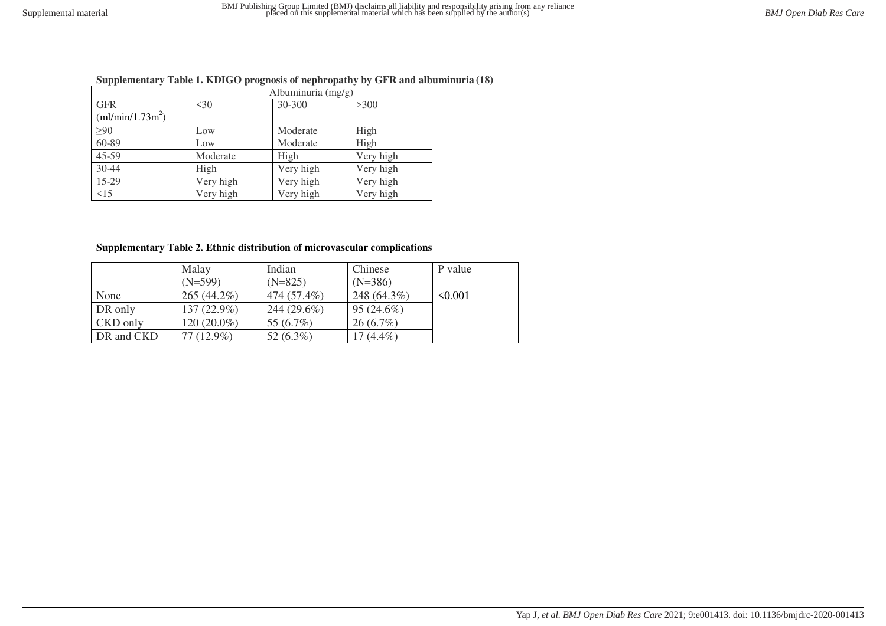**Supplementary Table 1. KDIGO prognosis of nephropathy by GFR and albuminuria (18)**

| | Albuminuria (mg/g) | | |
|---|---|---|---|
| GFR (ml/min/1.73m$^2$) | <30 | 30-300 | >300 |
| ≥90 | Low | Moderate | High |
| 60-89 | Low | Moderate | High |
| 45-59 | Moderate | High | Very high |
| 30-44 | High | Very high | Very high |
| 15-29 | Very high | Very high | Very high |
| <15 | Very high | Very high | Very high |

**Supplementary Table 2. Ethnic distribution of microvascular complications**

| | Malay (N=599) | Indian (N=825) | Chinese (N=386) | P value |
|---|---|---|---|---|
| None | 265 (44.2%) | 474 (57.4%) | 248 (64.3%) | <0.001 |
| DR only | 137 (22.9%) | 244 (29.6%) | 95 (24.6%) | |
| CKD only | 120 (20.0%) | 55 (6.7%) | 26 (6.7%) | |
| DR and CKD | 77 (12.9%) | 52 (6.3%) | 17 (4.4%) | |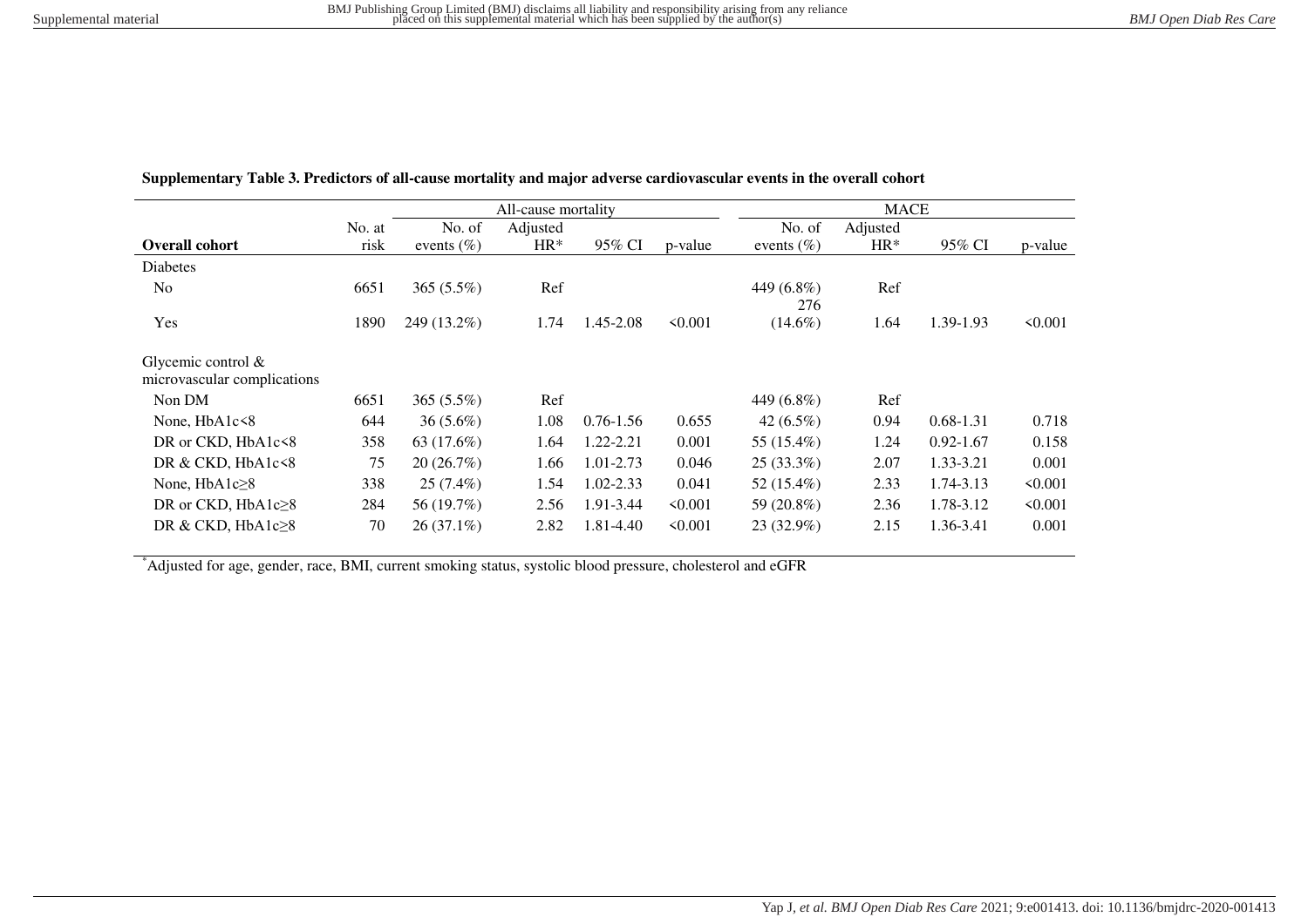**Supplementary Table 3. Predictors of all-cause mortality and major adverse cardiovascular events in the overall cohort**

| | | All-cause mortality | | | | MACE | | | |
|---|---|---|---|---|---|---|---|---|---|
| **Overall cohort** | No. at risk | No. of events (%) | Adjusted HR* | 95% CI | p-value | No. of events (%) | Adjusted HR* | 95% CI | p-value |
| Diabetes | | | | | | | | | |
| No | 6651 | 365 (5.5%) | Ref | | | 449 (6.8%) | Ref | | |
| Yes | 1890 | 249 (13.2%) | 1.74 | 1.45-2.08 | <0.001 | 276 (14.6%) | 1.64 | 1.39-1.93 | <0.001 |
| Glycemic control & microvascular complications | | | | | | | | | |
| Non DM | 6651 | 365 (5.5%) | Ref | | | 449 (6.8%) | Ref | | |
| None, HbA1c<8 | 644 | 36 (5.6%) | 1.08 | 0.76-1.56 | 0.655 | 42 (6.5%) | 0.94 | 0.68-1.31 | 0.718 |
| DR or CKD, HbA1c<8 | 358 | 63 (17.6%) | 1.64 | 1.22-2.21 | 0.001 | 55 (15.4%) | 1.24 | 0.92-1.67 | 0.158 |
| DR & CKD, HbA1c<8 | 75 | 20 (26.7%) | 1.66 | 1.01-2.73 | 0.046 | 25 (33.3%) | 2.07 | 1.33-3.21 | 0.001 |
| None, HbA1c≥8 | 338 | 25 (7.4%) | 1.54 | 1.02-2.33 | 0.041 | 52 (15.4%) | 2.33 | 1.74-3.13 | <0.001 |
| DR or CKD, HbA1c≥8 | 284 | 56 (19.7%) | 2.56 | 1.91-3.44 | <0.001 | 59 (20.8%) | 2.36 | 1.78-3.12 | <0.001 |
| DR & CKD, HbA1c≥8 | 70 | 26 (37.1%) | 2.82 | 1.81-4.40 | <0.001 | 23 (32.9%) | 2.15 | 1.36-3.41 | 0.001 |

*Adjusted for age, gender, race, BMI, current smoking status, systolic blood pressure, cholesterol and eGFR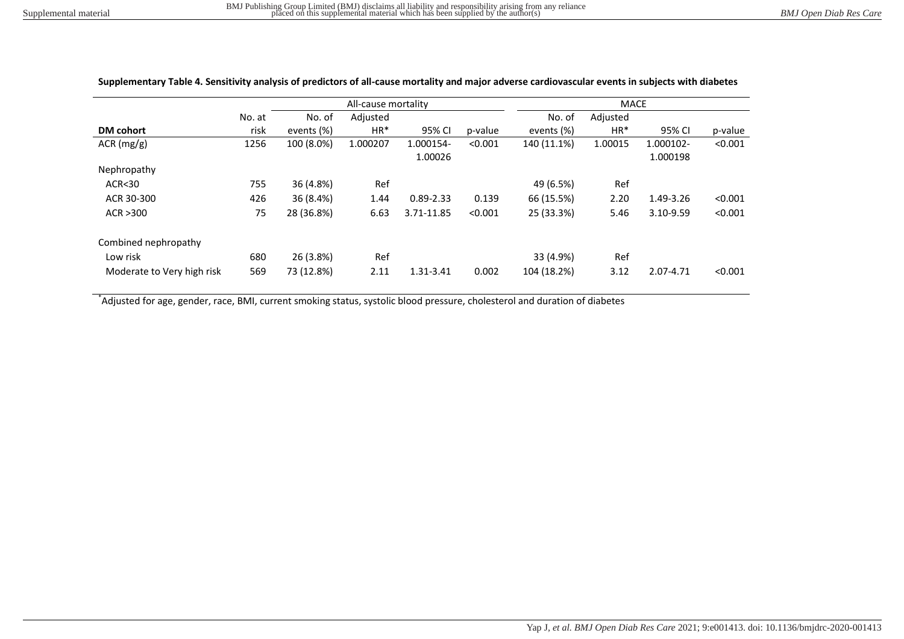**Supplementary Table 4. Sensitivity analysis of predictors of all-cause mortality and major adverse cardiovascular events in subjects with diabetes**

| | | All-cause mortality | | | | MACE | | | |
|---|---|---|---|---|---|---|---|---|---|
| **DM cohort** | No. at risk | No. of events (%) | Adjusted HR* | 95% CI | p-value | No. of events (%) | Adjusted HR* | 95% CI | p-value |
| ACR (mg/g) | 1256 | 100 (8.0%) | 1.000207 | 1.000154-1.00026 | <0.001 | 140 (11.1%) | 1.00015 | 1.000102-1.000198 | <0.001 |
| Nephropathy | | | | | | | | | |
| ACR<30 | 755 | 36 (4.8%) | Ref | | | 49 (6.5%) | Ref | | |
| ACR 30-300 | 426 | 36 (8.4%) | 1.44 | 0.89-2.33 | 0.139 | 66 (15.5%) | 2.20 | 1.49-3.26 | <0.001 |
| ACR >300 | 75 | 28 (36.8%) | 6.63 | 3.71-11.85 | <0.001 | 25 (33.3%) | 5.46 | 3.10-9.59 | <0.001 |
| Combined nephropathy | | | | | | | | | |
| Low risk | 680 | 26 (3.8%) | Ref | | | 33 (4.9%) | Ref | | |
| Moderate to Very high risk | 569 | 73 (12.8%) | 2.11 | 1.31-3.41 | 0.002 | 104 (18.2%) | 3.12 | 2.07-4.71 | <0.001 |

*Adjusted for age, gender, race, BMI, current smoking status, systolic blood pressure, cholesterol and duration of diabetes